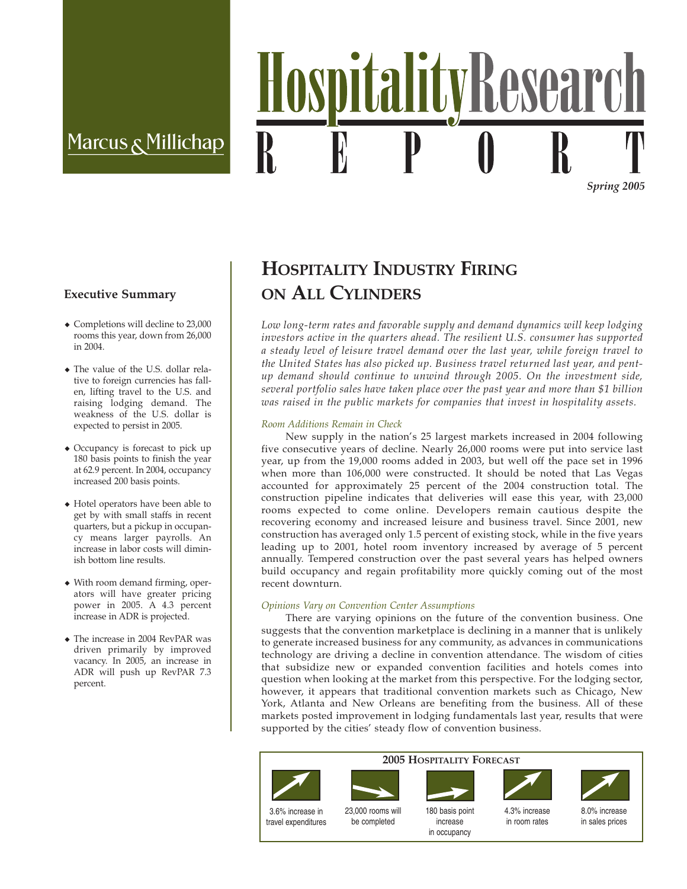Marcus & Millichap

# Hospitality Research REPORT

*Spring 2005*

### Executive Summary

- Completions will decline to 23,000 rooms this year, down from 26,000 in 2004.
- The value of the U.S. dollar relative to foreign currencies has fallen, lifting travel to the U.S. and raising lodging demand. The weakness of the U.S. dollar is expected to persist in 2005.
- Occupancy is forecast to pick up 180 basis points to finish the year at 62.9 percent. In 2004, occupancy increased 200 basis points.
- Hotel operators have been able to get by with small staffs in recent quarters, but a pickup in occupancy means larger payrolls. An increase in labor costs will diminish bottom line results.
- With room demand firming, operators will have greater pricing power in 2005. A 4.3 percent increase in ADR is projected.
- The increase in 2004 RevPAR was driven primarily by improved vacancy. In 2005, an increase in ADR will push up RevPAR 7.3 percent.

## Hospitality Industry Firing on All Cylinders

*Low long-term rates and favorable supply and demand dynamics will keep lodging investors active in the quarters ahead. The resilient U.S. consumer has supported a steady level of leisure travel demand over the last year, while foreign travel to the United States has also picked up. Business travel returned last year, and pent-up demand should continue to unwind through 2005. On the investment side, several portfolio sales have taken place over the past year and more than $1 billion was raised in the public markets for companies that invest in hospitality assets.*

*Room Additions Remain in Check*

New supply in the nation's 25 largest markets increased in 2004 following five consecutive years of decline. Nearly 26,000 rooms were put into service last year, up from the 19,000 rooms added in 2003, but well off the pace set in 1996 when more than 106,000 were constructed. It should be noted that Las Vegas accounted for approximately 25 percent of the 2004 construction total. The construction pipeline indicates that deliveries will ease this year, with 23,000 rooms expected to come online. Developers remain cautious despite the recovering economy and increased leisure and business travel. Since 2001, new construction has averaged only 1.5 percent of existing stock, while in the five years leading up to 2001, hotel room inventory increased by average of 5 percent annually. Tempered construction over the past several years has helped owners build occupancy and regain profitability more quickly coming out of the most recent downturn.

*Opinions Vary on Convention Center Assumptions*

There are varying opinions on the future of the convention business. One suggests that the convention marketplace is declining in a manner that is unlikely to generate increased business for any community, as advances in communications technology are driving a decline in convention attendance. The wisdom of cities that subsidize new or expanded convention facilities and hotels comes into question when looking at the market from this perspective. For the lodging sector, however, it appears that traditional convention markets such as Chicago, New York, Atlanta and New Orleans are benefiting from the business. All of these markets posted improvement in lodging fundamentals last year, results that were supported by the cities' steady flow of convention business.

**2005 Hospitality Forecast**

3.6% increase in travel expenditures

23,000 rooms will be completed

180 basis point increase in occupancy

4.3% increase in room rates

8.0% increase in sales prices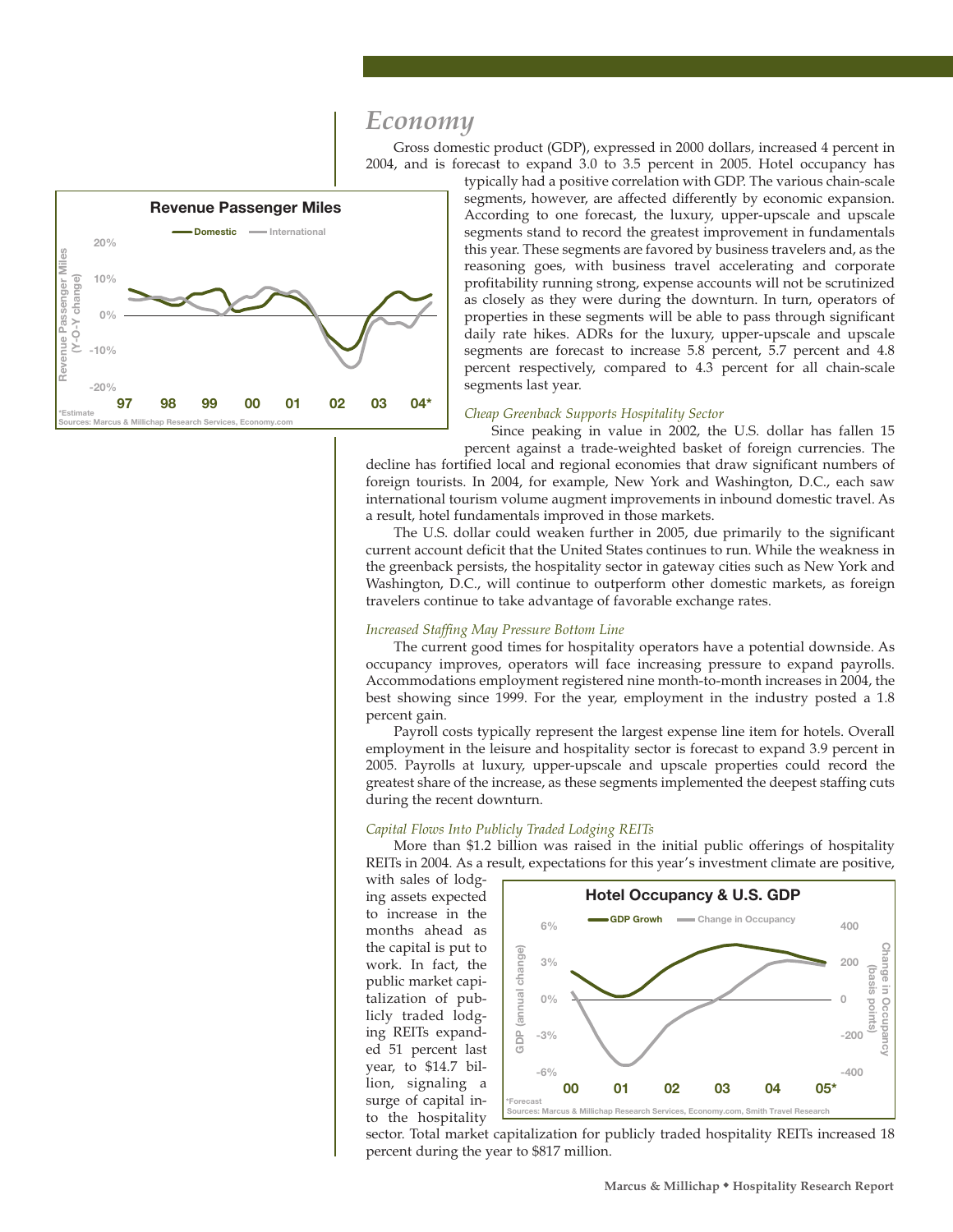# Economy

Gross domestic product (GDP), expressed in 2000 dollars, increased 4 percent in 2004, and is forecast to expand 3.0 to 3.5 percent in 2005. Hotel occupancy has typically had a positive correlation with GDP. The various chain-scale segments, however, are affected differently by economic expansion. According to one forecast, the luxury, upper-upscale and upscale segments stand to record the greatest improvement in fundamentals this year. These segments are favored by business travelers and, as the reasoning goes, with business travel accelerating and corporate profitability running strong, expense accounts will not be scrutinized as closely as they were during the downturn. In turn, operators of properties in these segments will be able to pass through significant daily rate hikes. ADRs for the luxury, upper-upscale and upscale segments are forecast to increase 5.8 percent, 5.7 percent and 4.8 percent respectively, compared to 4.3 percent for all chain-scale segments last year.

**Revenue Passenger Miles**

Domestic
International

Revenue Passenger Miles (Y-O-Y change)

20%
10%
0%
-10%
-20%

97 98 99 00 01 02 03 04*

*Estimate
Sources: Marcus & Millichap Research Services, Economy.com

*Cheap Greenback Supports Hospitality Sector*

Since peaking in value in 2002, the U.S. dollar has fallen 15 percent against a trade-weighted basket of foreign currencies. The decline has fortified local and regional economies that draw significant numbers of foreign tourists. In 2004, for example, New York and Washington, D.C., each saw international tourism volume augment improvements in inbound domestic travel. As a result, hotel fundamentals improved in those markets.

The U.S. dollar could weaken further in 2005, due primarily to the significant current account deficit that the United States continues to run. While the weakness in the greenback persists, the hospitality sector in gateway cities such as New York and Washington, D.C., will continue to outperform other domestic markets, as foreign travelers continue to take advantage of favorable exchange rates.

*Increased Staffing May Pressure Bottom Line*

The current good times for hospitality operators have a potential downside. As occupancy improves, operators will face increasing pressure to expand payrolls. Accommodations employment registered nine month-to-month increases in 2004, the best showing since 1999. For the year, employment in the industry posted a 1.8 percent gain.

Payroll costs typically represent the largest expense line item for hotels. Overall employment in the leisure and hospitality sector is forecast to expand 3.9 percent in 2005. Payrolls at luxury, upper-upscale and upscale properties could record the greatest share of the increase, as these segments implemented the deepest staffing cuts during the recent downturn.

*Capital Flows Into Publicly Traded Lodging REITs*

More than $1.2 billion was raised in the initial public offerings of hospitality REITs in 2004. As a result, expectations for this year's investment climate are positive, with sales of lodging assets expected to increase in the months ahead as the capital is put to work. In fact, the public market capitalization of publicly traded lodging REITs expanded 51 percent last year, to $14.7 billion, signaling a surge of capital into the hospitality sector. Total market capitalization for publicly traded hospitality REITs increased 18 percent during the year to $817 million.

**Hotel Occupancy & U.S. GDP**

GDP Growth
Change in Occupancy

GDP (annual change)

6%
3%
0%
-3%
-6%

Change in Occupancy (basis points)

400
200
0
-200
-400

00 01 02 03 04 05*

*Forecast
Sources: Marcus & Millichap Research Services, Economy.com, Smith Travel Research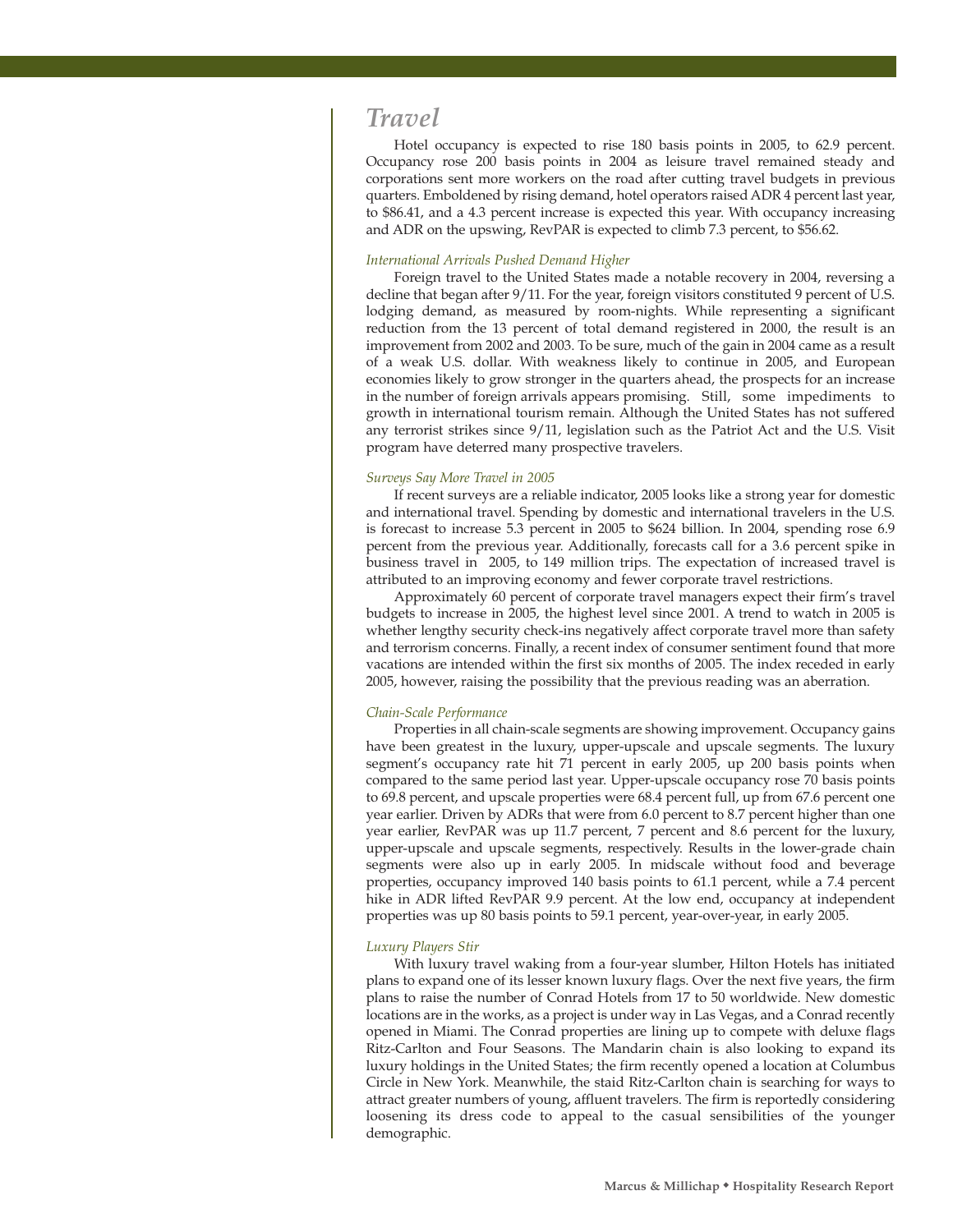# *Travel*

Hotel occupancy is expected to rise 180 basis points in 2005, to 62.9 percent. Occupancy rose 200 basis points in 2004 as leisure travel remained steady and corporations sent more workers on the road after cutting travel budgets in previous quarters. Emboldened by rising demand, hotel operators raised ADR 4 percent last year, to $86.41, and a 4.3 percent increase is expected this year. With occupancy increasing and ADR on the upswing, RevPAR is expected to climb 7.3 percent, to $56.62.

### *International Arrivals Pushed Demand Higher*

Foreign travel to the United States made a notable recovery in 2004, reversing a decline that began after 9/11. For the year, foreign visitors constituted 9 percent of U.S. lodging demand, as measured by room-nights. While representing a significant reduction from the 13 percent of total demand registered in 2000, the result is an improvement from 2002 and 2003. To be sure, much of the gain in 2004 came as a result of a weak U.S. dollar. With weakness likely to continue in 2005, and European economies likely to grow stronger in the quarters ahead, the prospects for an increase in the number of foreign arrivals appears promising. Still, some impediments to growth in international tourism remain. Although the United States has not suffered any terrorist strikes since 9/11, legislation such as the Patriot Act and the U.S. Visit program have deterred many prospective travelers.

### *Surveys Say More Travel in 2005*

If recent surveys are a reliable indicator, 2005 looks like a strong year for domestic and international travel. Spending by domestic and international travelers in the U.S. is forecast to increase 5.3 percent in 2005 to $624 billion. In 2004, spending rose 6.9 percent from the previous year. Additionally, forecasts call for a 3.6 percent spike in business travel in 2005, to 149 million trips. The expectation of increased travel is attributed to an improving economy and fewer corporate travel restrictions.

Approximately 60 percent of corporate travel managers expect their firm's travel budgets to increase in 2005, the highest level since 2001. A trend to watch in 2005 is whether lengthy security check-ins negatively affect corporate travel more than safety and terrorism concerns. Finally, a recent index of consumer sentiment found that more vacations are intended within the first six months of 2005. The index receded in early 2005, however, raising the possibility that the previous reading was an aberration.

### *Chain-Scale Performance*

Properties in all chain-scale segments are showing improvement. Occupancy gains have been greatest in the luxury, upper-upscale and upscale segments. The luxury segment's occupancy rate hit 71 percent in early 2005, up 200 basis points when compared to the same period last year. Upper-upscale occupancy rose 70 basis points to 69.8 percent, and upscale properties were 68.4 percent full, up from 67.6 percent one year earlier. Driven by ADRs that were from 6.0 percent to 8.7 percent higher than one year earlier, RevPAR was up 11.7 percent, 7 percent and 8.6 percent for the luxury, upper-upscale and upscale segments, respectively. Results in the lower-grade chain segments were also up in early 2005. In midscale without food and beverage properties, occupancy improved 140 basis points to 61.1 percent, while a 7.4 percent hike in ADR lifted RevPAR 9.9 percent. At the low end, occupancy at independent properties was up 80 basis points to 59.1 percent, year-over-year, in early 2005.

### *Luxury Players Stir*

With luxury travel waking from a four-year slumber, Hilton Hotels has initiated plans to expand one of its lesser known luxury flags. Over the next five years, the firm plans to raise the number of Conrad Hotels from 17 to 50 worldwide. New domestic locations are in the works, as a project is under way in Las Vegas, and a Conrad recently opened in Miami. The Conrad properties are lining up to compete with deluxe flags Ritz-Carlton and Four Seasons. The Mandarin chain is also looking to expand its luxury holdings in the United States; the firm recently opened a location at Columbus Circle in New York. Meanwhile, the staid Ritz-Carlton chain is searching for ways to attract greater numbers of young, affluent travelers. The firm is reportedly considering loosening its dress code to appeal to the casual sensibilities of the younger demographic.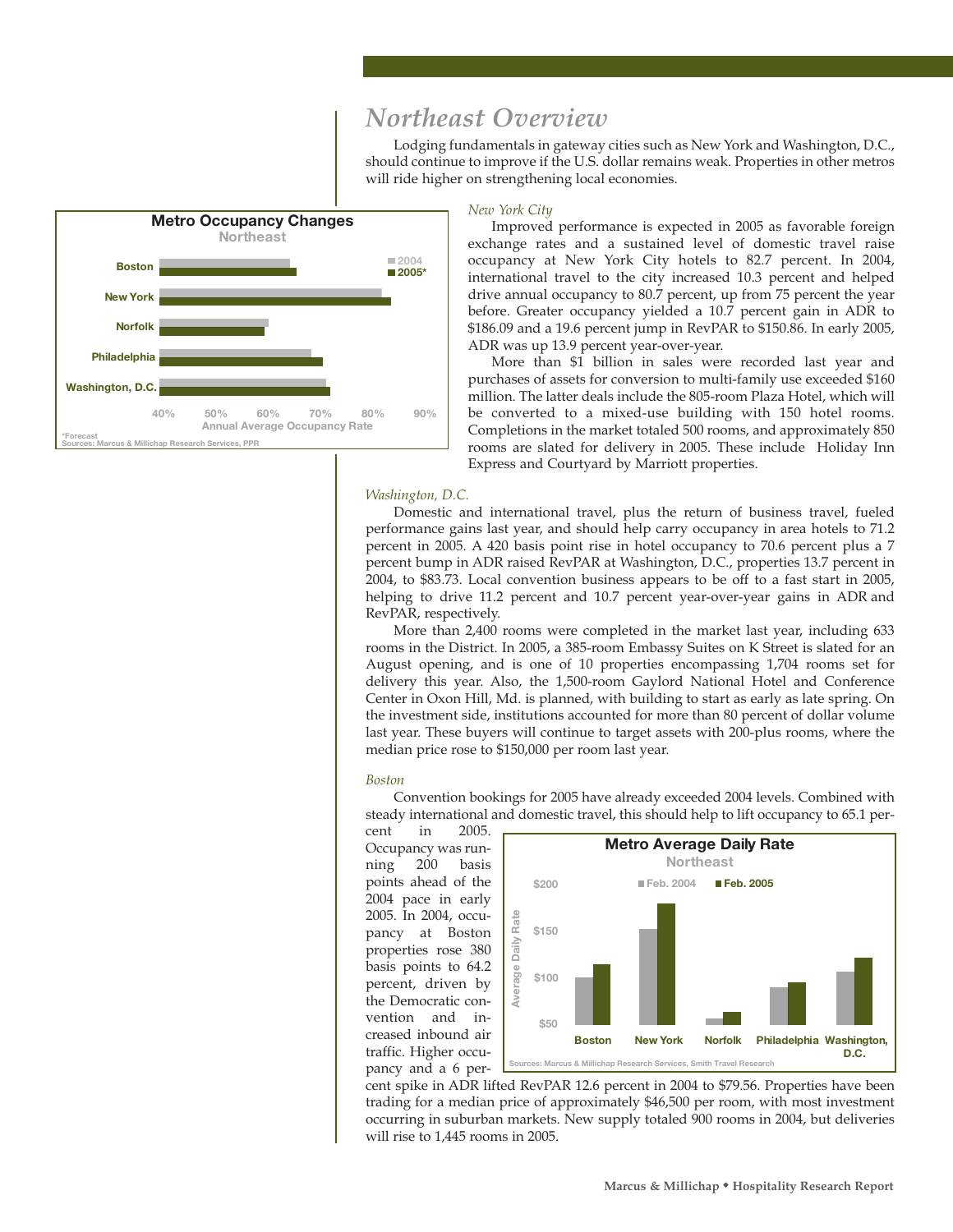# Northeast Overview

Lodging fundamentals in gateway cities such as New York and Washington, D.C., should continue to improve if the U.S. dollar remains weak. Properties in other metros will ride higher on strengthening local economies.

**Metro Occupancy Changes**
Northeast

2004 / 2005*

Boston, New York, Norfolk, Philadelphia, Washington, D.C.

40% 50% 60% 70% 80% 90%
Annual Average Occupancy Rate

*Forecast
Sources: Marcus & Millichap Research Services, PPR

*New York City*

Improved performance is expected in 2005 as favorable foreign exchange rates and a sustained level of domestic travel raise occupancy at New York City hotels to 82.7 percent. In 2004, international travel to the city increased 10.3 percent and helped drive annual occupancy to 80.7 percent, up from 75 percent the year before. Greater occupancy yielded a 10.7 percent gain in ADR to $186.09 and a 19.6 percent jump in RevPAR to $150.86. In early 2005, ADR was up 13.9 percent year-over-year.

More than $1 billion in sales were recorded last year and purchases of assets for conversion to multi-family use exceeded $160 million. The latter deals include the 805-room Plaza Hotel, which will be converted to a mixed-use building with 150 hotel rooms. Completions in the market totaled 500 rooms, and approximately 850 rooms are slated for delivery in 2005. These include Holiday Inn Express and Courtyard by Marriott properties.

*Washington, D.C.*

Domestic and international travel, plus the return of business travel, fueled performance gains last year, and should help carry occupancy in area hotels to 71.2 percent in 2005. A 420 basis point rise in hotel occupancy to 70.6 percent plus a 7 percent bump in ADR raised RevPAR at Washington, D.C., properties 13.7 percent in 2004, to $83.73. Local convention business appears to be off to a fast start in 2005, helping to drive 11.2 percent and 10.7 percent year-over-year gains in ADR and RevPAR, respectively.

More than 2,400 rooms were completed in the market last year, including 633 rooms in the District. In 2005, a 385-room Embassy Suites on K Street is slated for an August opening, and is one of 10 properties encompassing 1,704 rooms set for delivery this year. Also, the 1,500-room Gaylord National Hotel and Conference Center in Oxon Hill, Md. is planned, with building to start as early as late spring. On the investment side, institutions accounted for more than 80 percent of dollar volume last year. These buyers will continue to target assets with 200-plus rooms, where the median price rose to $150,000 per room last year.

*Boston*

Convention bookings for 2005 have already exceeded 2004 levels. Combined with steady international and domestic travel, this should help to lift occupancy to 65.1 percent in 2005. Occupancy was running 200 basis points ahead of the 2004 pace in early 2005. In 2004, occupancy at Boston properties rose 380 basis points to 64.2 percent, driven by the Democratic convention and increased inbound air traffic. Higher occupancy and a 6 percent spike in ADR lifted RevPAR 12.6 percent in 2004 to $79.56. Properties have been trading for a median price of approximately $46,500 per room, with most investment occurring in suburban markets. New supply totaled 900 rooms in 2004, but deliveries will rise to 1,445 rooms in 2005.

**Metro Average Daily Rate**
Northeast

Feb. 2004 / Feb. 2005

Average Daily Rate: $50 $100 $150 $200

Boston, New York, Norfolk, Philadelphia, Washington, D.C.

Sources: Marcus & Millichap Research Services, Smith Travel Research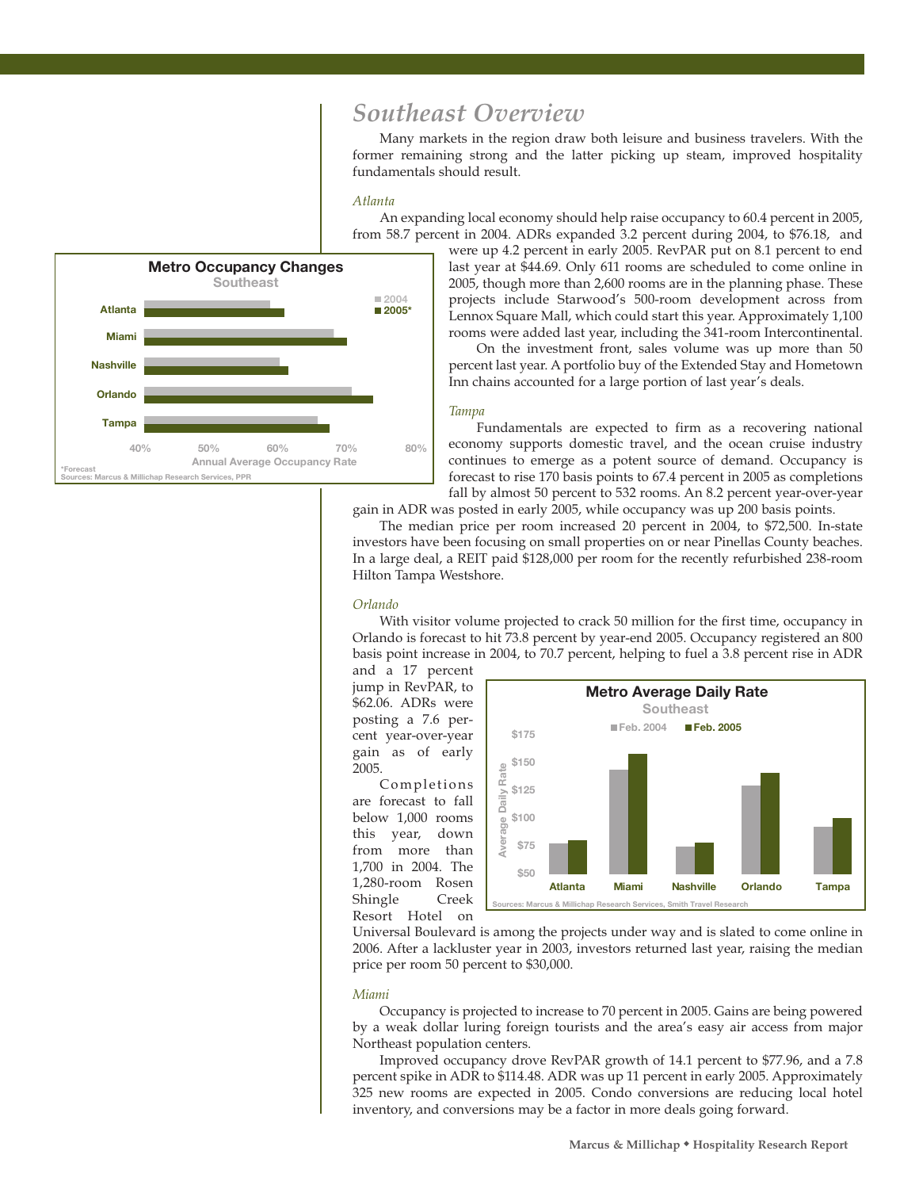# Southeast Overview

Many markets in the region draw both leisure and business travelers. With the former remaining strong and the latter picking up steam, improved hospitality fundamentals should result.

*Atlanta*

An expanding local economy should help raise occupancy to 60.4 percent in 2005, from 58.7 percent in 2004. ADRs expanded 3.2 percent during 2004, to $76.18, and were up 4.2 percent in early 2005. RevPAR put on 8.1 percent to end last year at $44.69. Only 611 rooms are scheduled to come online in 2005, though more than 2,600 rooms are in the planning phase. These projects include Starwood's 500-room development across from Lennox Square Mall, which could start this year. Approximately 1,100 rooms were added last year, including the 341-room Intercontinental.

On the investment front, sales volume was up more than 50 percent last year. A portfolio buy of the Extended Stay and Hometown Inn chains accounted for a large portion of last year's deals.

**Metro Occupancy Changes**
Southeast

2004
2005*

Atlanta
Miami
Nashville
Orlando
Tampa

40%
50%
60%
70%
80%
Annual Average Occupancy Rate

*Forecast
Sources: Marcus & Millichap Research Services, PPR

*Tampa*

Fundamentals are expected to firm as a recovering national economy supports domestic travel, and the ocean cruise industry continues to emerge as a potent source of demand. Occupancy is forecast to rise 170 basis points to 67.4 percent in 2005 as completions fall by almost 50 percent to 532 rooms. An 8.2 percent year-over-year gain in ADR was posted in early 2005, while occupancy was up 200 basis points.

The median price per room increased 20 percent in 2004, to $72,500. In-state investors have been focusing on small properties on or near Pinellas County beaches. In a large deal, a REIT paid $128,000 per room for the recently refurbished 238-room Hilton Tampa Westshore.

*Orlando*

With visitor volume projected to crack 50 million for the first time, occupancy in Orlando is forecast to hit 73.8 percent by year-end 2005. Occupancy registered an 800 basis point increase in 2004, to 70.7 percent, helping to fuel a 3.8 percent rise in ADR and a 17 percent jump in RevPAR, to $62.06. ADRs were posting a 7.6 percent year-over-year gain as of early 2005.

Completions are forecast to fall below 1,000 rooms this year, down from more than 1,700 in 2004. The 1,280-room Rosen Shingle Creek Resort Hotel on Universal Boulevard is among the projects under way and is slated to come online in 2006. After a lackluster year in 2003, investors returned last year, raising the median price per room 50 percent to $30,000.

**Metro Average Daily Rate**
Southeast

Feb. 2004
Feb. 2005

$175
$150
$125
$100
$75
$50
Average Daily Rate

Atlanta
Miami
Nashville
Orlando
Tampa

Sources: Marcus & Millichap Research Services, Smith Travel Research

*Miami*

Occupancy is projected to increase to 70 percent in 2005. Gains are being powered by a weak dollar luring foreign tourists and the area's easy air access from major Northeast population centers.

Improved occupancy drove RevPAR growth of 14.1 percent to $77.96, and a 7.8 percent spike in ADR to $114.48. ADR was up 11 percent in early 2005. Approximately 325 new rooms are expected in 2005. Condo conversions are reducing local hotel inventory, and conversions may be a factor in more deals going forward.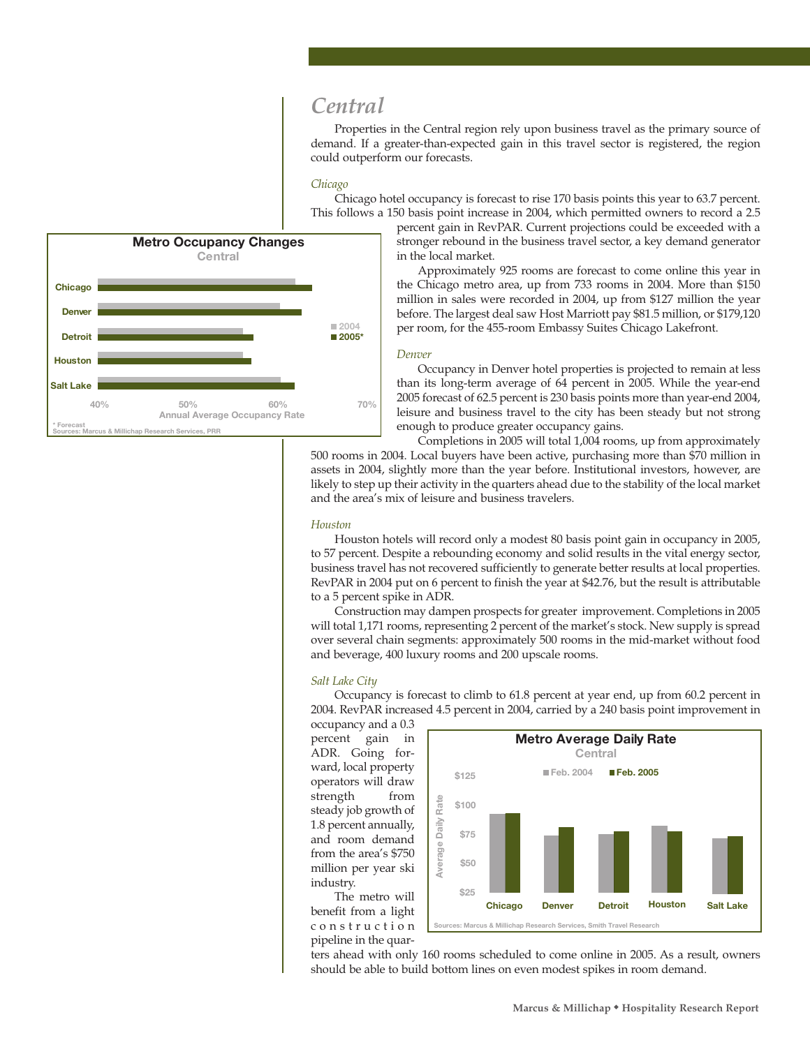# Central

Properties in the Central region rely upon business travel as the primary source of demand. If a greater-than-expected gain in this travel sector is registered, the region could outperform our forecasts.

*Chicago*

Chicago hotel occupancy is forecast to rise 170 basis points this year to 63.7 percent. This follows a 150 basis point increase in 2004, which permitted owners to record a 2.5 percent gain in RevPAR. Current projections could be exceeded with a stronger rebound in the business travel sector, a key demand generator in the local market.

Approximately 925 rooms are forecast to come online this year in the Chicago metro area, up from 733 rooms in 2004. More than $150 million in sales were recorded in 2004, up from $127 million the year before. The largest deal saw Host Marriott pay $81.5 million, or $179,120 per room, for the 455-room Embassy Suites Chicago Lakefront.

**Metro Occupancy Changes**
Central

Chicago
Denver
Detroit
Houston
Salt Lake

2004
2005*

40% 50% 60% 70%
Annual Average Occupancy Rate

\* Forecast
Sources: Marcus & Millichap Research Services, PRR

*Denver*

Occupancy in Denver hotel properties is projected to remain at less than its long-term average of 64 percent in 2005. While the year-end 2005 forecast of 62.5 percent is 230 basis points more than year-end 2004, leisure and business travel to the city has been steady but not strong enough to produce greater occupancy gains.

Completions in 2005 will total 1,004 rooms, up from approximately 500 rooms in 2004. Local buyers have been active, purchasing more than $70 million in assets in 2004, slightly more than the year before. Institutional investors, however, are likely to step up their activity in the quarters ahead due to the stability of the local market and the area's mix of leisure and business travelers.

*Houston*

Houston hotels will record only a modest 80 basis point gain in occupancy in 2005, to 57 percent. Despite a rebounding economy and solid results in the vital energy sector, business travel has not recovered sufficiently to generate better results at local properties. RevPAR in 2004 put on 6 percent to finish the year at $42.76, but the result is attributable to a 5 percent spike in ADR.

Construction may dampen prospects for greater improvement. Completions in 2005 will total 1,171 rooms, representing 2 percent of the market's stock. New supply is spread over several chain segments: approximately 500 rooms in the mid-market without food and beverage, 400 luxury rooms and 200 upscale rooms.

*Salt Lake City*

Occupancy is forecast to climb to 61.8 percent at year end, up from 60.2 percent in 2004. RevPAR increased 4.5 percent in 2004, carried by a 240 basis point improvement in occupancy and a 0.3 percent gain in ADR. Going forward, local property operators will draw strength from steady job growth of 1.8 percent annually, and room demand from the area's $750 million per year ski industry.

The metro will benefit from a light construction pipeline in the quarters ahead with only 160 rooms scheduled to come online in 2005. As a result, owners should be able to build bottom lines on even modest spikes in room demand.

**Metro Average Daily Rate**
Central

Feb. 2004
Feb. 2005

Average Daily Rate
$125
$100
$75
$50
$25

Chicago Denver Detroit Houston Salt Lake

Sources: Marcus & Millichap Research Services, Smith Travel Research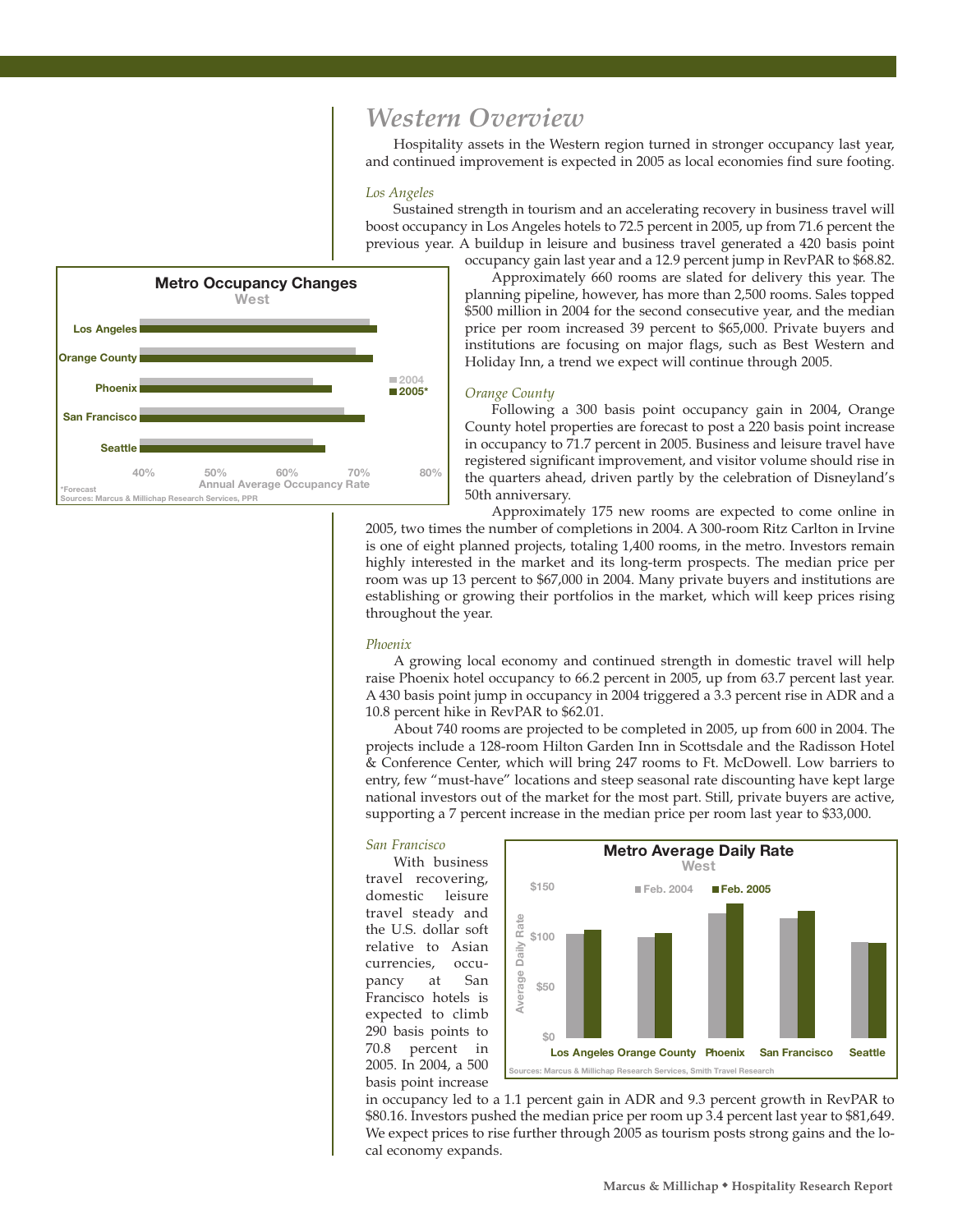# Western Overview

Hospitality assets in the Western region turned in stronger occupancy last year, and continued improvement is expected in 2005 as local economies find sure footing.

*Los Angeles*

Sustained strength in tourism and an accelerating recovery in business travel will boost occupancy in Los Angeles hotels to 72.5 percent in 2005, up from 71.6 percent the previous year. A buildup in leisure and business travel generated a 420 basis point occupancy gain last year and a 12.9 percent jump in RevPAR to $68.82.

Approximately 660 rooms are slated for delivery this year. The planning pipeline, however, has more than 2,500 rooms. Sales topped $500 million in 2004 for the second consecutive year, and the median price per room increased 39 percent to $65,000. Private buyers and institutions are focusing on major flags, such as Best Western and Holiday Inn, a trend we expect will continue through 2005.

**Metro Occupancy Changes**
West

Los Angeles
Orange County
Phoenix
San Francisco
Seattle

2004
2005*

40% 50% 60% 70% 80%
Annual Average Occupancy Rate

*Forecast
Sources: Marcus & Millichap Research Services, PPR

*Orange County*

Following a 300 basis point occupancy gain in 2004, Orange County hotel properties are forecast to post a 220 basis point increase in occupancy to 71.7 percent in 2005. Business and leisure travel have registered significant improvement, and visitor volume should rise in the quarters ahead, driven partly by the celebration of Disneyland's 50th anniversary.

Approximately 175 new rooms are expected to come online in 2005, two times the number of completions in 2004. A 300-room Ritz Carlton in Irvine is one of eight planned projects, totaling 1,400 rooms, in the metro. Investors remain highly interested in the market and its long-term prospects. The median price per room was up 13 percent to $67,000 in 2004. Many private buyers and institutions are establishing or growing their portfolios in the market, which will keep prices rising throughout the year.

*Phoenix*

A growing local economy and continued strength in domestic travel will help raise Phoenix hotel occupancy to 66.2 percent in 2005, up from 63.7 percent last year. A 430 basis point jump in occupancy in 2004 triggered a 3.3 percent rise in ADR and a 10.8 percent hike in RevPAR to $62.01.

About 740 rooms are projected to be completed in 2005, up from 600 in 2004. The projects include a 128-room Hilton Garden Inn in Scottsdale and the Radisson Hotel & Conference Center, which will bring 247 rooms to Ft. McDowell. Low barriers to entry, few "must-have" locations and steep seasonal rate discounting have kept large national investors out of the market for the most part. Still, private buyers are active, supporting a 7 percent increase in the median price per room last year to $33,000.

*San Francisco*

With business travel recovering, domestic leisure travel steady and the U.S. dollar soft relative to Asian currencies, occupancy at San Francisco hotels is expected to climb 290 basis points to 70.8 percent in 2005. In 2004, a 500 basis point increase in occupancy led to a 1.1 percent gain in ADR and 9.3 percent growth in RevPAR to $80.16. Investors pushed the median price per room up 3.4 percent last year to $81,649. We expect prices to rise further through 2005 as tourism posts strong gains and the local economy expands.

**Metro Average Daily Rate**
West

Feb. 2004
Feb. 2005

Average Daily Rate
$150
$100
$50
$0

Los Angeles Orange County Phoenix San Francisco Seattle

Sources: Marcus & Millichap Research Services, Smith Travel Research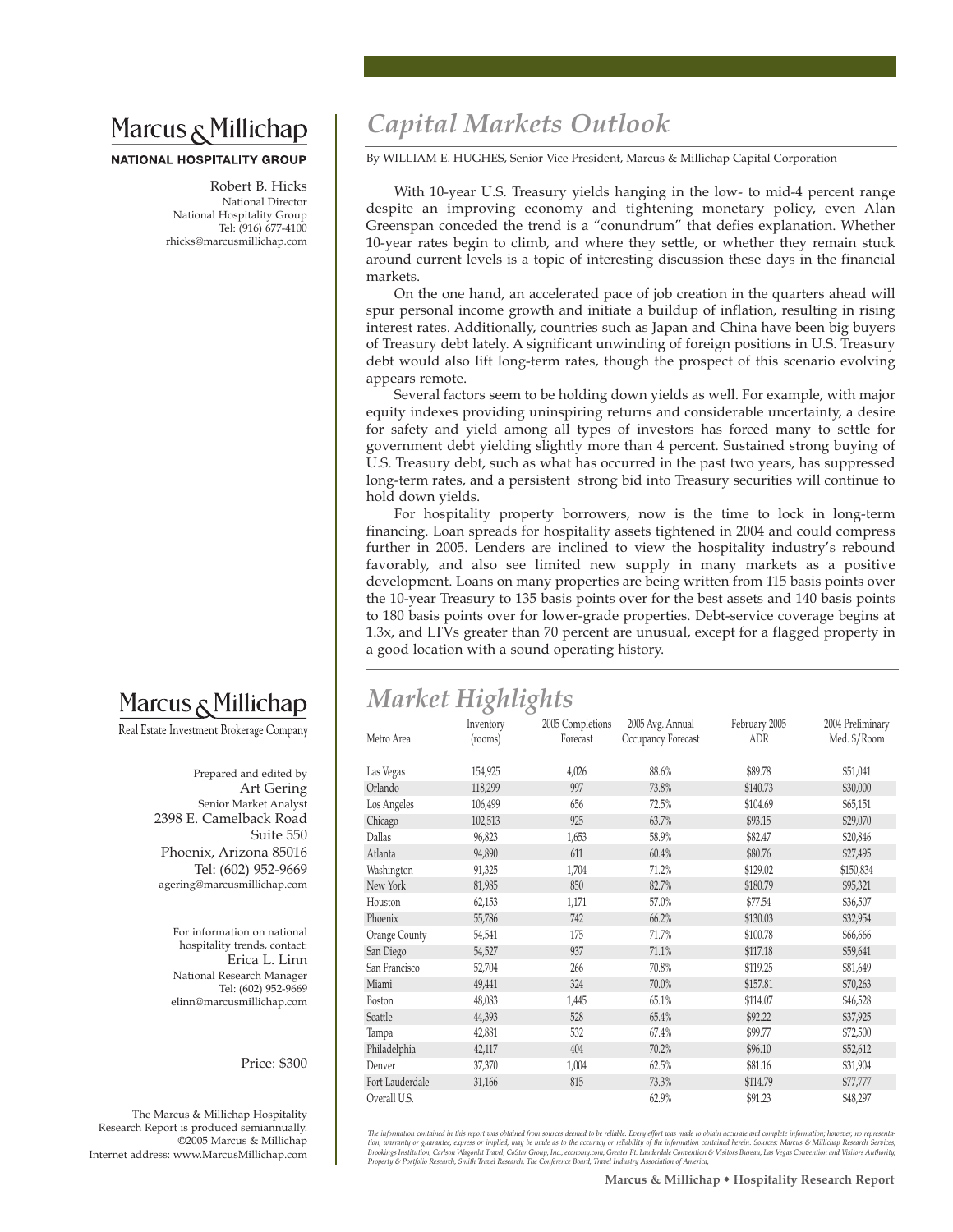Marcus & Millichap

**NATIONAL HOSPITALITY GROUP**

Robert B. Hicks
National Director
National Hospitality Group
Tel: (916) 677-4100
rhicks@marcusmillichap.com

# *Capital Markets Outlook*

By WILLIAM E. HUGHES, Senior Vice President, Marcus & Millichap Capital Corporation

With 10-year U.S. Treasury yields hanging in the low- to mid-4 percent range despite an improving economy and tightening monetary policy, even Alan Greenspan conceded the trend is a "conundrum" that defies explanation. Whether 10-year rates begin to climb, and where they settle, or whether they remain stuck around current levels is a topic of interesting discussion these days in the financial markets.

On the one hand, an accelerated pace of job creation in the quarters ahead will spur personal income growth and initiate a buildup of inflation, resulting in rising interest rates. Additionally, countries such as Japan and China have been big buyers of Treasury debt lately. A significant unwinding of foreign positions in U.S. Treasury debt would also lift long-term rates, though the prospect of this scenario evolving appears remote.

Several factors seem to be holding down yields as well. For example, with major equity indexes providing uninspiring returns and considerable uncertainty, a desire for safety and yield among all types of investors has forced many to settle for government debt yielding slightly more than 4 percent. Sustained strong buying of U.S. Treasury debt, such as what has occurred in the past two years, has suppressed long-term rates, and a persistent strong bid into Treasury securities will continue to hold down yields.

For hospitality property borrowers, now is the time to lock in long-term financing. Loan spreads for hospitality assets tightened in 2004 and could compress further in 2005. Lenders are inclined to view the hospitality industry's rebound favorably, and also see limited new supply in many markets as a positive development. Loans on many properties are being written from 115 basis points over the 10-year Treasury to 135 basis points over for the best assets and 140 basis points to 180 basis points over for lower-grade properties. Debt-service coverage begins at 1.3x, and LTVs greater than 70 percent are unusual, except for a flagged property in a good location with a sound operating history.

# *Market Highlights*

| Metro Area | Inventory (rooms) | 2005 Completions Forecast | 2005 Avg. Annual Occupancy Forecast | February 2005 ADR | 2004 Preliminary Med. $/Room |
|---|---|---|---|---|---|
| Las Vegas | 154,925 | 4,026 | 88.6% | $89.78 | $51,041 |
| Orlando | 118,299 | 997 | 73.8% | $140.73 | $30,000 |
| Los Angeles | 106,499 | 656 | 72.5% | $104.69 | $65,151 |
| Chicago | 102,513 | 925 | 63.7% | $93.15 | $29,070 |
| Dallas | 96,823 | 1,653 | 58.9% | $82.47 | $20,846 |
| Atlanta | 94,890 | 611 | 60.4% | $80.76 | $27,495 |
| Washington | 91,325 | 1,704 | 71.2% | $129.02 | $150,834 |
| New York | 81,985 | 850 | 82.7% | $180.79 | $95,321 |
| Houston | 62,153 | 1,171 | 57.0% | $77.54 | $36,507 |
| Phoenix | 55,786 | 742 | 66.2% | $130.03 | $32,954 |
| Orange County | 54,541 | 175 | 71.7% | $100.78 | $66,666 |
| San Diego | 54,527 | 937 | 71.1% | $117.18 | $59,641 |
| San Francisco | 52,704 | 266 | 70.8% | $119.25 | $81,649 |
| Miami | 49,441 | 324 | 70.0% | $157.81 | $70,263 |
| Boston | 48,083 | 1,445 | 65.1% | $114.07 | $46,528 |
| Seattle | 44,393 | 528 | 65.4% | $92.22 | $37,925 |
| Tampa | 42,881 | 532 | 67.4% | $99.77 | $72,500 |
| Philadelphia | 42,117 | 404 | 70.2% | $96.10 | $52,612 |
| Denver | 37,370 | 1,004 | 62.5% | $81.16 | $31,904 |
| Fort Lauderdale | 31,166 | 815 | 73.3% | $114.79 | $77,777 |
| Overall U.S. | | | 62.9% | $91.23 | $48,297 |

*The information contained in this report was obtained from sources deemed to be reliable. Every effort was made to obtain accurate and complete information; however, no representation, warranty or guarantee, express or implied, may be made as to the accuracy or reliability of the information contained herein. Sources: Marcus & Millichap Research Services, Brookings Institution, Carlson Wagonlit Travel, CoStar Group, Inc., economy.com, Greater Ft. Lauderdale Convention & Visitors Bureau, Las Vegas Convention and Visitors Authority, Property & Portfolio Research, Smith Travel Research, The Conference Board, Travel Industry Association of America.*

Marcus & Millichap
Real Estate Investment Brokerage Company

Prepared and edited by
Art Gering
Senior Market Analyst
2398 E. Camelback Road
Suite 550
Phoenix, Arizona 85016
Tel: (602) 952-9669
agering@marcusmillichap.com

For information on national hospitality trends, contact:
Erica L. Linn
National Research Manager
Tel: (602) 952-9669
elinn@marcusmillichap.com

Price: $300

The Marcus & Millichap Hospitality Research Report is produced semiannually.
©2005 Marcus & Millichap
Internet address: www.MarcusMillichap.com